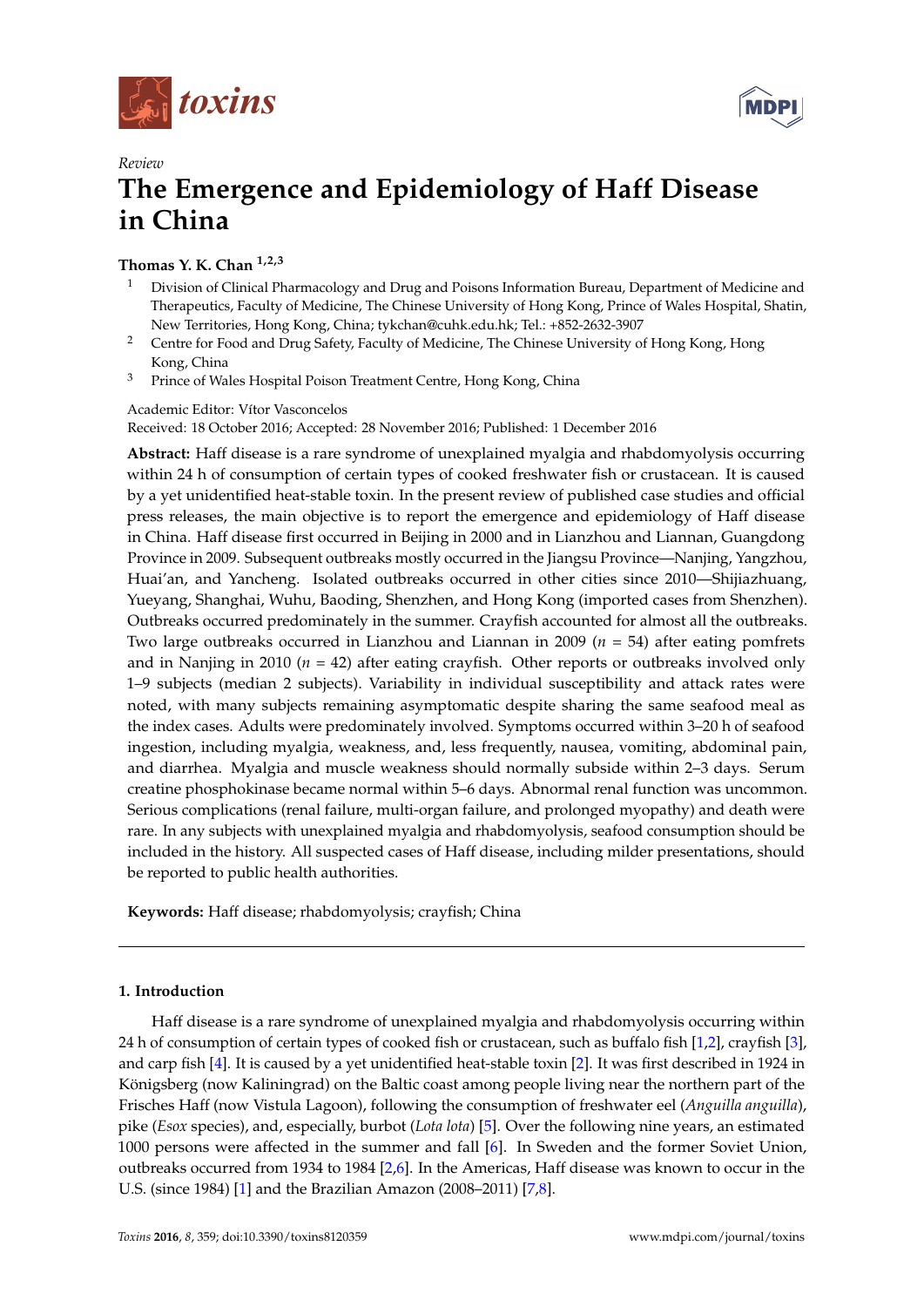*Review*

# The Emergence and Epidemiology of Haff Disease in China

**Thomas Y. K. Chan** [1,2,3]

1. Division of Clinical Pharmacology and Drug and Poisons Information Bureau, Department of Medicine and Therapeutics, Faculty of Medicine, The Chinese University of Hong Kong, Prince of Wales Hospital, Shatin, New Territories, Hong Kong, China; tykchan@cuhk.edu.hk; Tel.: +852-2632-3907
2. Centre for Food and Drug Safety, Faculty of Medicine, The Chinese University of Hong Kong, Hong Kong, China
3. Prince of Wales Hospital Poison Treatment Centre, Hong Kong, China

Academic Editor: Vítor Vasconcelos
Received: 18 October 2016; Accepted: 28 November 2016; Published: 1 December 2016

**Abstract:** Haff disease is a rare syndrome of unexplained myalgia and rhabdomyolysis occurring within 24 h of consumption of certain types of cooked freshwater fish or crustacean. It is caused by a yet unidentified heat-stable toxin. In the present review of published case studies and official press releases, the main objective is to report the emergence and epidemiology of Haff disease in China. Haff disease first occurred in Beijing in 2000 and in Lianzhou and Liannan, Guangdong Province in 2009. Subsequent outbreaks mostly occurred in the Jiangsu Province—Nanjing, Yangzhou, Huai'an, and Yancheng. Isolated outbreaks occurred in other cities since 2010—Shijiazhuang, Yueyang, Shanghai, Wuhu, Baoding, Shenzhen, and Hong Kong (imported cases from Shenzhen). Outbreaks occurred predominately in the summer. Crayfish accounted for almost all the outbreaks. Two large outbreaks occurred in Lianzhou and Liannan in 2009 ($n$ = 54) after eating pomfrets and in Nanjing in 2010 ($n$ = 42) after eating crayfish. Other reports or outbreaks involved only 1–9 subjects (median 2 subjects). Variability in individual susceptibility and attack rates were noted, with many subjects remaining asymptomatic despite sharing the same seafood meal as the index cases. Adults were predominately involved. Symptoms occurred within 3–20 h of seafood ingestion, including myalgia, weakness, and, less frequently, nausea, vomiting, abdominal pain, and diarrhea. Myalgia and muscle weakness should normally subside within 2–3 days. Serum creatine phosphokinase became normal within 5–6 days. Abnormal renal function was uncommon. Serious complications (renal failure, multi-organ failure, and prolonged myopathy) and death were rare. In any subjects with unexplained myalgia and rhabdomyolysis, seafood consumption should be included in the history. All suspected cases of Haff disease, including milder presentations, should be reported to public health authorities.

**Keywords:** Haff disease; rhabdomyolysis; crayfish; China

## 1. Introduction

Haff disease is a rare syndrome of unexplained myalgia and rhabdomyolysis occurring within 24 h of consumption of certain types of cooked fish or crustacean, such as buffalo fish [1,2], crayfish [3], and carp fish [4]. It is caused by a yet unidentified heat-stable toxin [2]. It was first described in 1924 in Königsberg (now Kaliningrad) on the Baltic coast among people living near the northern part of the Frisches Haff (now Vistula Lagoon), following the consumption of freshwater eel (*Anguilla anguilla*), pike (*Esox* species), and, especially, burbot (*Lota lota*) [5]. Over the following nine years, an estimated 1000 persons were affected in the summer and fall [6]. In Sweden and the former Soviet Union, outbreaks occurred from 1934 to 1984 [2,6]. In the Americas, Haff disease was known to occur in the U.S. (since 1984) [1] and the Brazilian Amazon (2008–2011) [7,8].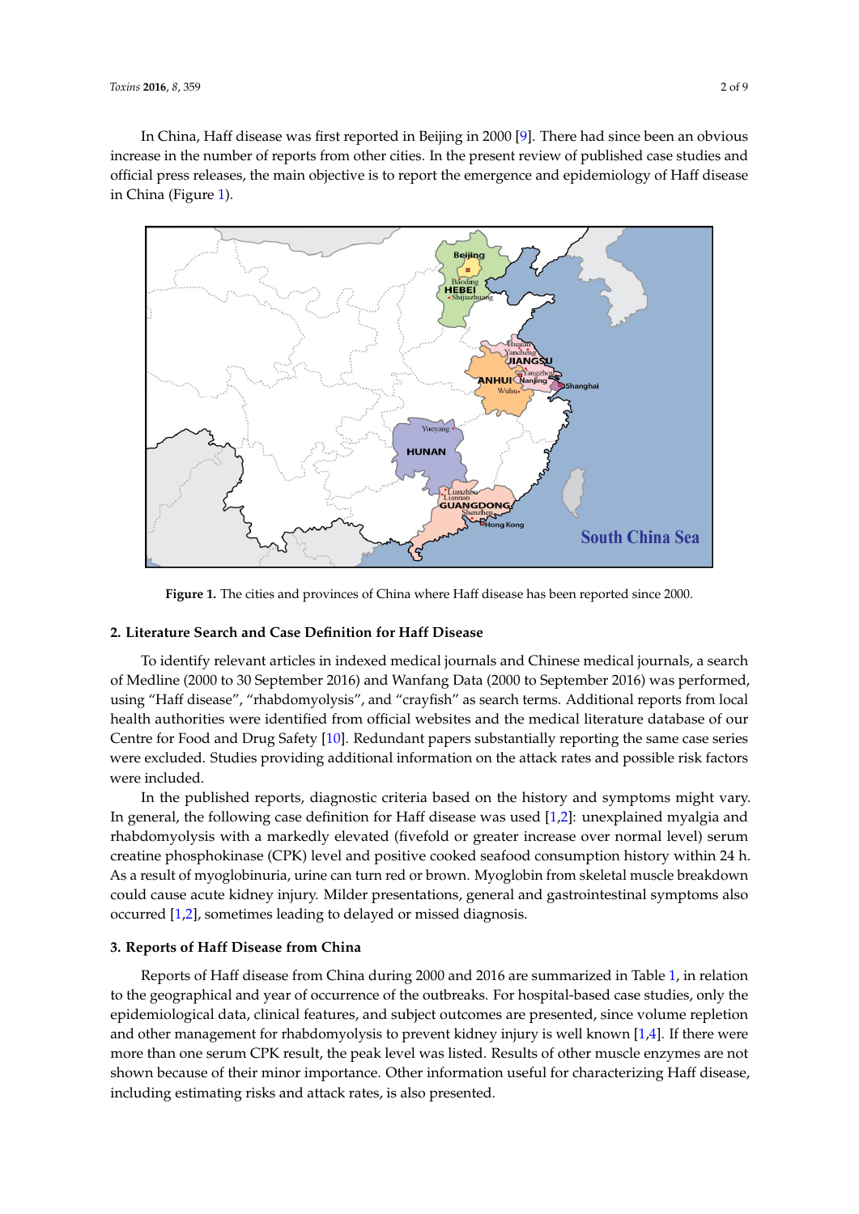In China, Haff disease was first reported in Beijing in 2000 [9]. There had since been an obvious increase in the number of reports from other cities. In the present review of published case studies and official press releases, the main objective is to report the emergence and epidemiology of Haff disease in China (Figure 1).

**Figure 1.** The cities and provinces of China where Haff disease has been reported since 2000.

## 2. Literature Search and Case Definition for Haff Disease

To identify relevant articles in indexed medical journals and Chinese medical journals, a search of Medline (2000 to 30 September 2016) and Wanfang Data (2000 to September 2016) was performed, using "Haff disease", "rhabdomyolysis", and "crayfish" as search terms. Additional reports from local health authorities were identified from official websites and the medical literature database of our Centre for Food and Drug Safety [10]. Redundant papers substantially reporting the same case series were excluded. Studies providing additional information on the attack rates and possible risk factors were included.

In the published reports, diagnostic criteria based on the history and symptoms might vary. In general, the following case definition for Haff disease was used [1,2]: unexplained myalgia and rhabdomyolysis with a markedly elevated (fivefold or greater increase over normal level) serum creatine phosphokinase (CPK) level and positive cooked seafood consumption history within 24 h. As a result of myoglobinuria, urine can turn red or brown. Myoglobin from skeletal muscle breakdown could cause acute kidney injury. Milder presentations, general and gastrointestinal symptoms also occurred [1,2], sometimes leading to delayed or missed diagnosis.

## 3. Reports of Haff Disease from China

Reports of Haff disease from China during 2000 and 2016 are summarized in Table 1, in relation to the geographical and year of occurrence of the outbreaks. For hospital-based case studies, only the epidemiological data, clinical features, and subject outcomes are presented, since volume repletion and other management for rhabdomyolysis to prevent kidney injury is well known [1,4]. If there were more than one serum CPK result, the peak level was listed. Results of other muscle enzymes are not shown because of their minor importance. Other information useful for characterizing Haff disease, including estimating risks and attack rates, is also presented.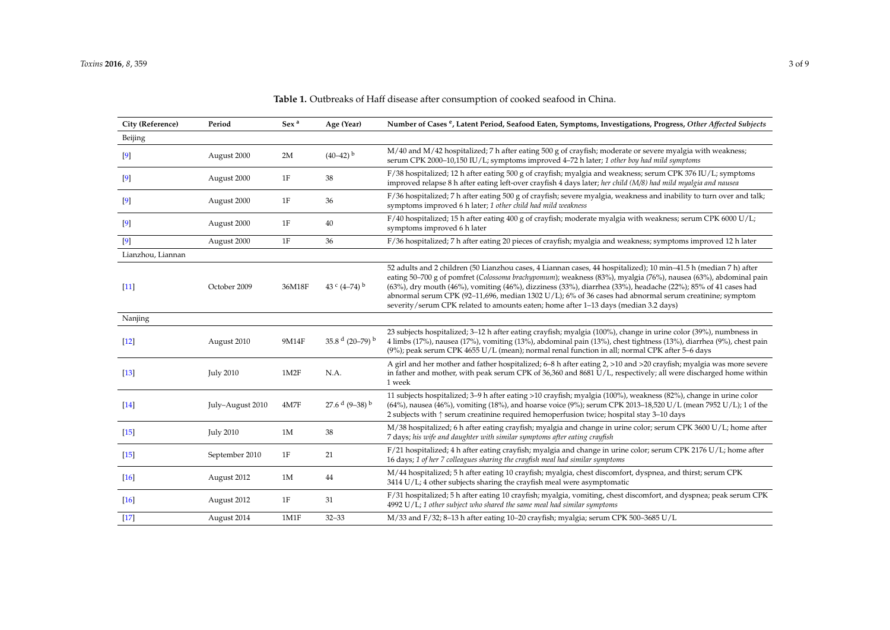**Table 1.** Outbreaks of Haff disease after consumption of cooked seafood in China.

| City (Reference) | Period | Sex [a] | Age (Year) | Number of Cases [e], Latent Period, Seafood Eaten, Symptoms, Investigations, Progress, *Other Affected Subjects* |
|---|---|---|---|---|
| Beijing | | | | |
| [9] | August 2000 | 2M | (40–42) [b] | M/40 and M/42 hospitalized; 7 h after eating 500 g of crayfish; moderate or severe myalgia with weakness; serum CPK 2000–10,150 IU/L; symptoms improved 4–72 h later; *1 other boy had mild symptoms* |
| [9] | August 2000 | 1F | 38 | F/38 hospitalized; 12 h after eating 500 g of crayfish; myalgia and weakness; serum CPK 376 IU/L; symptoms improved relapse 8 h after eating left-over crayfish 4 days later; *her child (M/8) had mild myalgia and nausea* |
| [9] | August 2000 | 1F | 36 | F/36 hospitalized; 7 h after eating 500 g of crayfish; severe myalgia, weakness and inability to turn over and talk; symptoms improved 6 h later; *1 other child had mild weakness* |
| [9] | August 2000 | 1F | 40 | F/40 hospitalized; 15 h after eating 400 g of crayfish; moderate myalgia with weakness; serum CPK 6000 U/L; symptoms improved 6 h later |
| [9] | August 2000 | 1F | 36 | F/36 hospitalized; 7 h after eating 20 pieces of crayfish; myalgia and weakness; symptoms improved 12 h later |
| Lianzhou, Liannan | | | | |
| [11] | October 2009 | 36M18F | 43 [c] (4–74) [b] | 52 adults and 2 children (50 Lianzhou cases, 4 Liannan cases, 44 hospitalized); 10 min–41.5 h (median 7 h) after eating 50–700 g of pomfret (*Colossoma brachypomum*); weakness (83%), myalgia (76%), nausea (63%), abdominal pain (63%), dry mouth (46%), vomiting (46%), dizziness (33%), diarrhea (33%), headache (22%); 85% of 41 cases had abnormal serum CPK (92–11,696, median 1302 U/L); 6% of 36 cases had abnormal serum creatinine; symptom severity/serum CPK related to amounts eaten; home after 1–13 days (median 3.2 days) |
| Nanjing | | | | |
| [12] | August 2010 | 9M14F | 35.8 [d] (20–79) [b] | 23 subjects hospitalized; 3–12 h after eating crayfish; myalgia (100%), change in urine color (39%), numbness in 4 limbs (17%), nausea (17%), vomiting (13%), abdominal pain (13%), chest tightness (13%), diarrhea (9%), chest pain (9%); peak serum CPK 4655 U/L (mean); normal renal function in all; normal CPK after 5–6 days |
| [13] | July 2010 | 1M2F | N.A. | A girl and her mother and father hospitalized; 6–8 h after eating 2, >10 and >20 crayfish; myalgia was more severe in father and mother, with peak serum CPK of 36,360 and 8681 U/L, respectively; all were discharged home within 1 week |
| [14] | July–August 2010 | 4M7F | 27.6 [d] (9–38) [b] | 11 subjects hospitalized; 3–9 h after eating >10 crayfish; myalgia (100%), weakness (82%), change in urine color (64%), nausea (46%), vomiting (18%), and hoarse voice (9%); serum CPK 2013–18,520 U/L (mean 7952 U/L); 1 of the 2 subjects with ↑ serum creatinine required hemoperfusion twice; hospital stay 3–10 days |
| [15] | July 2010 | 1M | 38 | M/38 hospitalized; 6 h after eating crayfish; myalgia and change in urine color; serum CPK 3600 U/L; home after 7 days; *his wife and daughter with similar symptoms after eating crayfish* |
| [15] | September 2010 | 1F | 21 | F/21 hospitalized; 4 h after eating crayfish; myalgia and change in urine color; serum CPK 2176 U/L; home after 16 days; *1 of her 7 colleagues sharing the crayfish meal had similar symptoms* |
| [16] | August 2012 | 1M | 44 | M/44 hospitalized; 5 h after eating 10 crayfish; myalgia, chest discomfort, dyspnea, and thirst; serum CPK 3414 U/L; 4 other subjects sharing the crayfish meal were asymptomatic |
| [16] | August 2012 | 1F | 31 | F/31 hospitalized; 5 h after eating 10 crayfish; myalgia, vomiting, chest discomfort, and dyspnea; peak serum CPK 4992 U/L; *1 other subject who shared the same meal had similar symptoms* |
| [17] | August 2014 | 1M1F | 32–33 | M/33 and F/32; 8–13 h after eating 10–20 crayfish; myalgia; serum CPK 500–3685 U/L |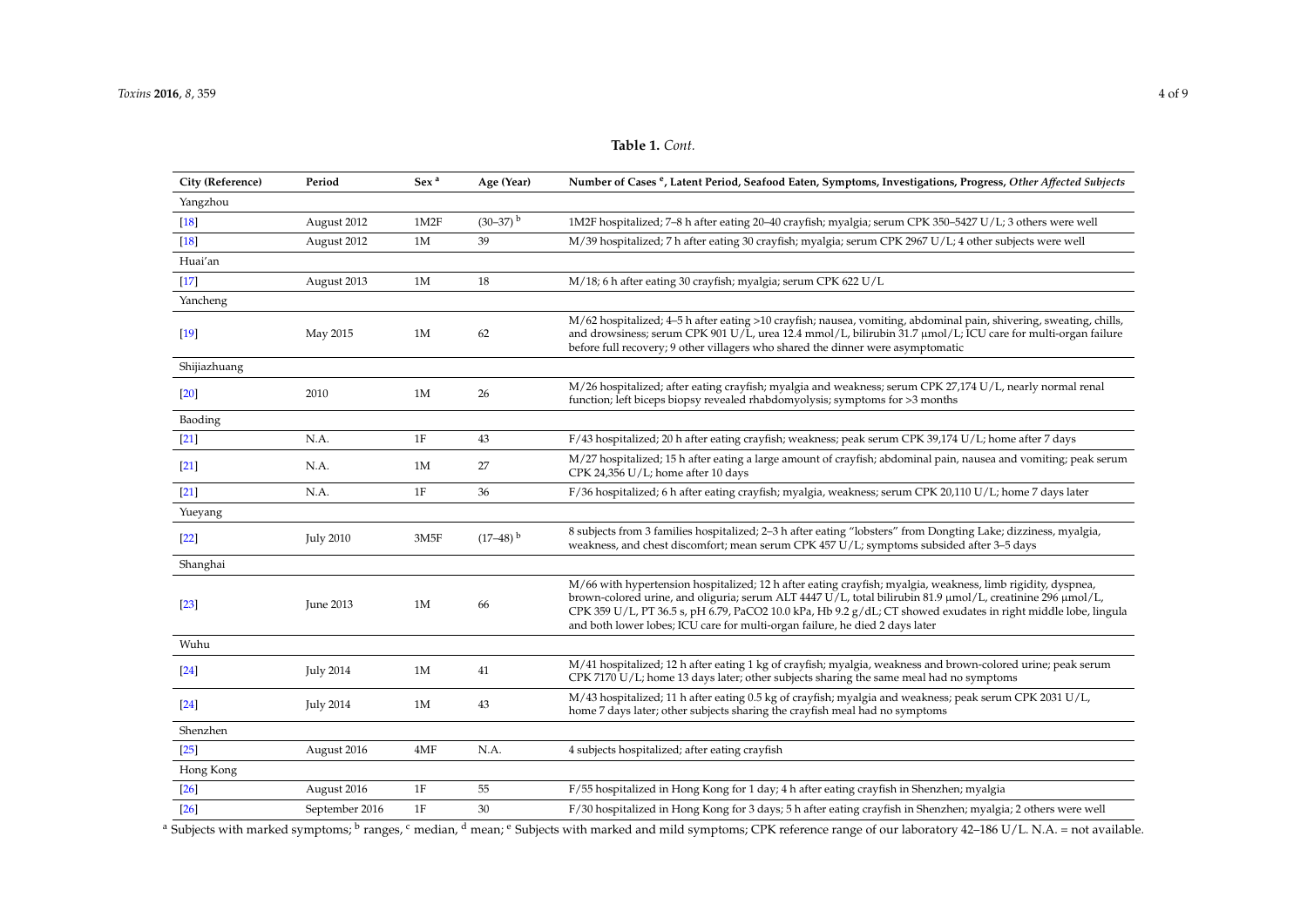**Table 1.** *Cont.*

| City (Reference) | Period | Sex [a] | Age (Year) | Number of Cases [e], Latent Period, Seafood Eaten, Symptoms, Investigations, Progress, *Other Affected Subjects* |
| --- | --- | --- | --- | --- |
| Yangzhou | | | | |
| [18] | August 2012 | 1M2F | (30–37) [b] | 1M2F hospitalized; 7–8 h after eating 20–40 crayfish; myalgia; serum CPK 350–5427 U/L; 3 others were well |
| [18] | August 2012 | 1M | 39 | M/39 hospitalized; 7 h after eating 30 crayfish; myalgia; serum CPK 2967 U/L; 4 other subjects were well |
| Huai'an | | | | |
| [17] | August 2013 | 1M | 18 | M/18; 6 h after eating 30 crayfish; myalgia; serum CPK 622 U/L |
| Yancheng | | | | |
| [19] | May 2015 | 1M | 62 | M/62 hospitalized; 4–5 h after eating >10 crayfish; nausea, vomiting, abdominal pain, shivering, sweating, chills, and drowsiness; serum CPK 901 U/L, urea 12.4 mmol/L, bilirubin 31.7 μmol/L; ICU care for multi-organ failure before full recovery; 9 other villagers who shared the dinner were asymptomatic |
| Shijiazhuang | | | | |
| [20] | 2010 | 1M | 26 | M/26 hospitalized; after eating crayfish; myalgia and weakness; serum CPK 27,174 U/L, nearly normal renal function; left biceps biopsy revealed rhabdomyolysis; symptoms for >3 months |
| Baoding | | | | |
| [21] | N.A. | 1F | 43 | F/43 hospitalized; 20 h after eating crayfish; weakness; peak serum CPK 39,174 U/L; home after 7 days |
| [21] | N.A. | 1M | 27 | M/27 hospitalized; 15 h after eating a large amount of crayfish; abdominal pain, nausea and vomiting; peak serum CPK 24,356 U/L; home after 10 days |
| [21] | N.A. | 1F | 36 | F/36 hospitalized; 6 h after eating crayfish; myalgia, weakness; serum CPK 20,110 U/L; home 7 days later |
| Yueyang | | | | |
| [22] | July 2010 | 3M5F | (17–48) [b] | 8 subjects from 3 families hospitalized; 2–3 h after eating "lobsters" from Dongting Lake; dizziness, myalgia, weakness, and chest discomfort; mean serum CPK 457 U/L; symptoms subsided after 3–5 days |
| Shanghai | | | | |
| [23] | June 2013 | 1M | 66 | M/66 with hypertension hospitalized; 12 h after eating crayfish; myalgia, weakness, limb rigidity, dyspnea, brown-colored urine, and oliguria; serum ALT 4447 U/L, total bilirubin 81.9 μmol/L, creatinine 296 μmol/L, CPK 359 U/L, PT 36.5 s, pH 6.79, $PaCO_2$ 10.0 kPa, Hb 9.2 g/dL; CT showed exudates in right middle lobe, lingula and both lower lobes; ICU care for multi-organ failure, he died 2 days later |
| Wuhu | | | | |
| [24] | July 2014 | 1M | 41 | M/41 hospitalized; 12 h after eating 1 kg of crayfish; myalgia, weakness and brown-colored urine; peak serum CPK 7170 U/L; home 13 days later; other subjects sharing the same meal had no symptoms |
| [24] | July 2014 | 1M | 43 | M/43 hospitalized; 11 h after eating 0.5 kg of crayfish; myalgia and weakness; peak serum CPK 2031 U/L, home 7 days later; other subjects sharing the crayfish meal had no symptoms |
| Shenzhen | | | | |
| [25] | August 2016 | 4MF | N.A. | 4 subjects hospitalized; after eating crayfish |
| Hong Kong | | | | |
| [26] | August 2016 | 1F | 55 | F/55 hospitalized in Hong Kong for 1 day; 4 h after eating crayfish in Shenzhen; myalgia |
| [26] | September 2016 | 1F | 30 | F/30 hospitalized in Hong Kong for 3 days; 5 h after eating crayfish in Shenzhen; myalgia; 2 others were well |

[a] Subjects with marked symptoms; [b] ranges, [c] median, [d] mean; [e] Subjects with marked and mild symptoms; CPK reference range of our laboratory 42–186 U/L. N.A. = not available.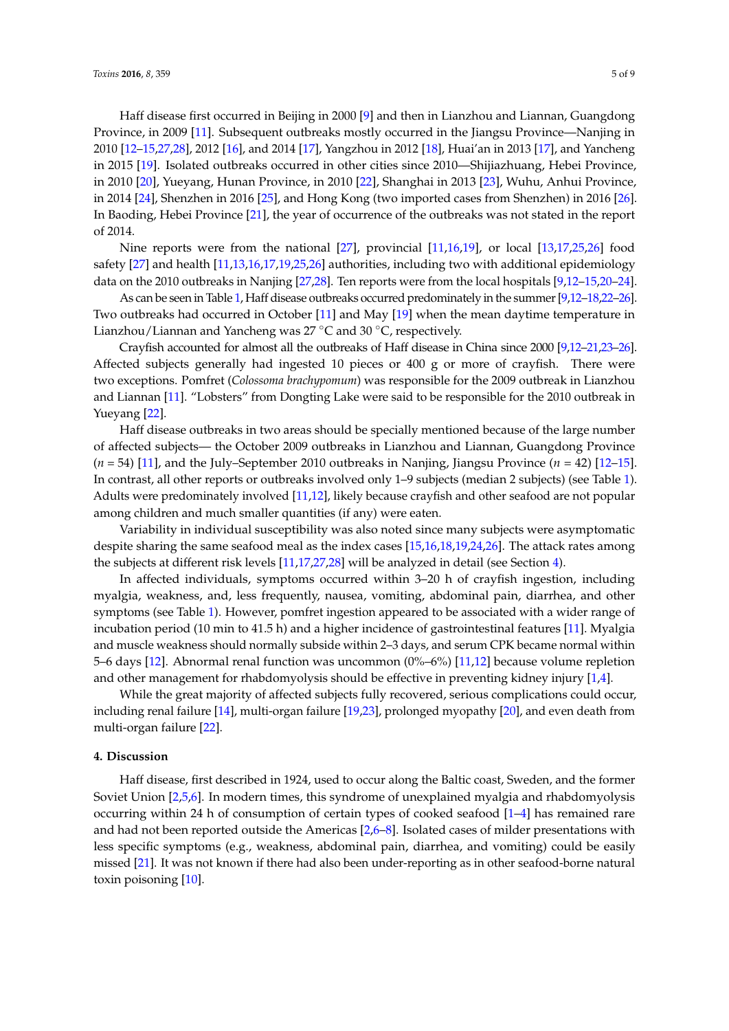Haff disease first occurred in Beijing in 2000 [9] and then in Lianzhou and Liannan, Guangdong Province, in 2009 [11]. Subsequent outbreaks mostly occurred in the Jiangsu Province—Nanjing in 2010 [12–15,27,28], 2012 [16], and 2014 [17], Yangzhou in 2012 [18], Huai'an in 2013 [17], and Yancheng in 2015 [19]. Isolated outbreaks occurred in other cities since 2010—Shijiazhuang, Hebei Province, in 2010 [20], Yueyang, Hunan Province, in 2010 [22], Shanghai in 2013 [23], Wuhu, Anhui Province, in 2014 [24], Shenzhen in 2016 [25], and Hong Kong (two imported cases from Shenzhen) in 2016 [26]. In Baoding, Hebei Province [21], the year of occurrence of the outbreaks was not stated in the report of 2014.

Nine reports were from the national [27], provincial [11,16,19], or local [13,17,25,26] food safety [27] and health [11,13,16,17,19,25,26] authorities, including two with additional epidemiology data on the 2010 outbreaks in Nanjing [27,28]. Ten reports were from the local hospitals [9,12–15,20–24].

As can be seen in Table 1, Haff disease outbreaks occurred predominately in the summer [9,12–18,22–26]. Two outbreaks had occurred in October [11] and May [19] when the mean daytime temperature in Lianzhou/Liannan and Yancheng was 27 °C and 30 °C, respectively.

Crayfish accounted for almost all the outbreaks of Haff disease in China since 2000 [9,12–21,23–26]. Affected subjects generally had ingested 10 pieces or 400 g or more of crayfish. There were two exceptions. Pomfret (*Colossoma brachypomum*) was responsible for the 2009 outbreak in Lianzhou and Liannan [11]. "Lobsters" from Dongting Lake were said to be responsible for the 2010 outbreak in Yueyang [22].

Haff disease outbreaks in two areas should be specially mentioned because of the large number of affected subjects— the October 2009 outbreaks in Lianzhou and Liannan, Guangdong Province ($n = 54$) [11], and the July–September 2010 outbreaks in Nanjing, Jiangsu Province ($n = 42$) [12–15]. In contrast, all other reports or outbreaks involved only 1–9 subjects (median 2 subjects) (see Table 1). Adults were predominately involved [11,12], likely because crayfish and other seafood are not popular among children and much smaller quantities (if any) were eaten.

Variability in individual susceptibility was also noted since many subjects were asymptomatic despite sharing the same seafood meal as the index cases [15,16,18,19,24,26]. The attack rates among the subjects at different risk levels [11,17,27,28] will be analyzed in detail (see Section 4).

In affected individuals, symptoms occurred within 3–20 h of crayfish ingestion, including myalgia, weakness, and, less frequently, nausea, vomiting, abdominal pain, diarrhea, and other symptoms (see Table 1). However, pomfret ingestion appeared to be associated with a wider range of incubation period (10 min to 41.5 h) and a higher incidence of gastrointestinal features [11]. Myalgia and muscle weakness should normally subside within 2–3 days, and serum CPK became normal within 5–6 days [12]. Abnormal renal function was uncommon (0%–6%) [11,12] because volume repletion and other management for rhabdomyolysis should be effective in preventing kidney injury [1,4].

While the great majority of affected subjects fully recovered, serious complications could occur, including renal failure [14], multi-organ failure [19,23], prolonged myopathy [20], and even death from multi-organ failure [22].

## 4. Discussion

Haff disease, first described in 1924, used to occur along the Baltic coast, Sweden, and the former Soviet Union [2,5,6]. In modern times, this syndrome of unexplained myalgia and rhabdomyolysis occurring within 24 h of consumption of certain types of cooked seafood [1–4] has remained rare and had not been reported outside the Americas [2,6–8]. Isolated cases of milder presentations with less specific symptoms (e.g., weakness, abdominal pain, diarrhea, and vomiting) could be easily missed [21]. It was not known if there had also been under-reporting as in other seafood-borne natural toxin poisoning [10].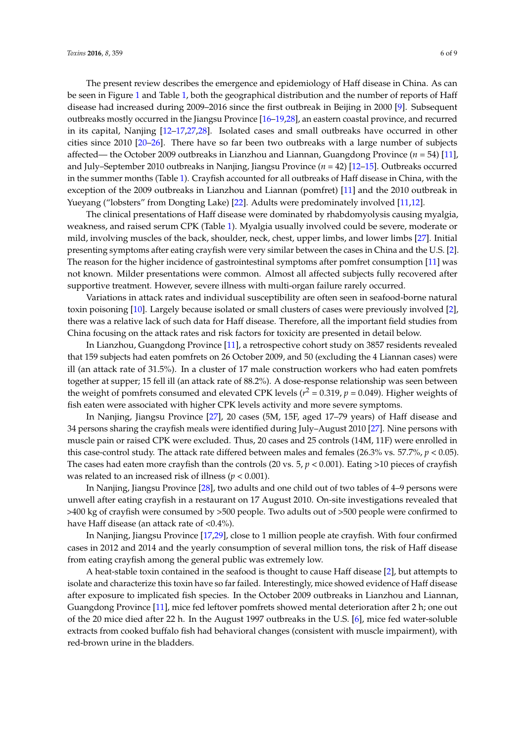The present review describes the emergence and epidemiology of Haff disease in China. As can be seen in Figure 1 and Table 1, both the geographical distribution and the number of reports of Haff disease had increased during 2009–2016 since the first outbreak in Beijing in 2000 [9]. Subsequent outbreaks mostly occurred in the Jiangsu Province [16–19,28], an eastern coastal province, and recurred in its capital, Nanjing [12–17,27,28]. Isolated cases and small outbreaks have occurred in other cities since 2010 [20–26]. There have so far been two outbreaks with a large number of subjects affected— the October 2009 outbreaks in Lianzhou and Liannan, Guangdong Province ($n = 54$) [11], and July–September 2010 outbreaks in Nanjing, Jiangsu Province ($n = 42$) [12–15]. Outbreaks occurred in the summer months (Table 1). Crayfish accounted for all outbreaks of Haff disease in China, with the exception of the 2009 outbreaks in Lianzhou and Liannan (pomfret) [11] and the 2010 outbreak in Yueyang ("lobsters" from Dongting Lake) [22]. Adults were predominately involved [11,12].

The clinical presentations of Haff disease were dominated by rhabdomyolysis causing myalgia, weakness, and raised serum CPK (Table 1). Myalgia usually involved could be severe, moderate or mild, involving muscles of the back, shoulder, neck, chest, upper limbs, and lower limbs [27]. Initial presenting symptoms after eating crayfish were very similar between the cases in China and the U.S. [2]. The reason for the higher incidence of gastrointestinal symptoms after pomfret consumption [11] was not known. Milder presentations were common. Almost all affected subjects fully recovered after supportive treatment. However, severe illness with multi-organ failure rarely occurred.

Variations in attack rates and individual susceptibility are often seen in seafood-borne natural toxin poisoning [10]. Largely because isolated or small clusters of cases were previously involved [2], there was a relative lack of such data for Haff disease. Therefore, all the important field studies from China focusing on the attack rates and risk factors for toxicity are presented in detail below.

In Lianzhou, Guangdong Province [11], a retrospective cohort study on 3857 residents revealed that 159 subjects had eaten pomfrets on 26 October 2009, and 50 (excluding the 4 Liannan cases) were ill (an attack rate of 31.5%). In a cluster of 17 male construction workers who had eaten pomfrets together at supper; 15 fell ill (an attack rate of 88.2%). A dose-response relationship was seen between the weight of pomfrets consumed and elevated CPK levels ($r^2 = 0.319$, $p = 0.049$). Higher weights of fish eaten were associated with higher CPK levels activity and more severe symptoms.

In Nanjing, Jiangsu Province [27], 20 cases (5M, 15F, aged 17–79 years) of Haff disease and 34 persons sharing the crayfish meals were identified during July–August 2010 [27]. Nine persons with muscle pain or raised CPK were excluded. Thus, 20 cases and 25 controls (14M, 11F) were enrolled in this case-control study. The attack rate differed between males and females (26.3% vs. 57.7%, $p < 0.05$). The cases had eaten more crayfish than the controls (20 vs. 5, $p < 0.001$). Eating >10 pieces of crayfish was related to an increased risk of illness ($p < 0.001$).

In Nanjing, Jiangsu Province [28], two adults and one child out of two tables of 4–9 persons were unwell after eating crayfish in a restaurant on 17 August 2010. On-site investigations revealed that >400 kg of crayfish were consumed by >500 people. Two adults out of >500 people were confirmed to have Haff disease (an attack rate of <0.4%).

In Nanjing, Jiangsu Province [17,29], close to 1 million people ate crayfish. With four confirmed cases in 2012 and 2014 and the yearly consumption of several million tons, the risk of Haff disease from eating crayfish among the general public was extremely low.

A heat-stable toxin contained in the seafood is thought to cause Haff disease [2], but attempts to isolate and characterize this toxin have so far failed. Interestingly, mice showed evidence of Haff disease after exposure to implicated fish species. In the October 2009 outbreaks in Lianzhou and Liannan, Guangdong Province [11], mice fed leftover pomfrets showed mental deterioration after 2 h; one out of the 20 mice died after 22 h. In the August 1997 outbreaks in the U.S. [6], mice fed water-soluble extracts from cooked buffalo fish had behavioral changes (consistent with muscle impairment), with red-brown urine in the bladders.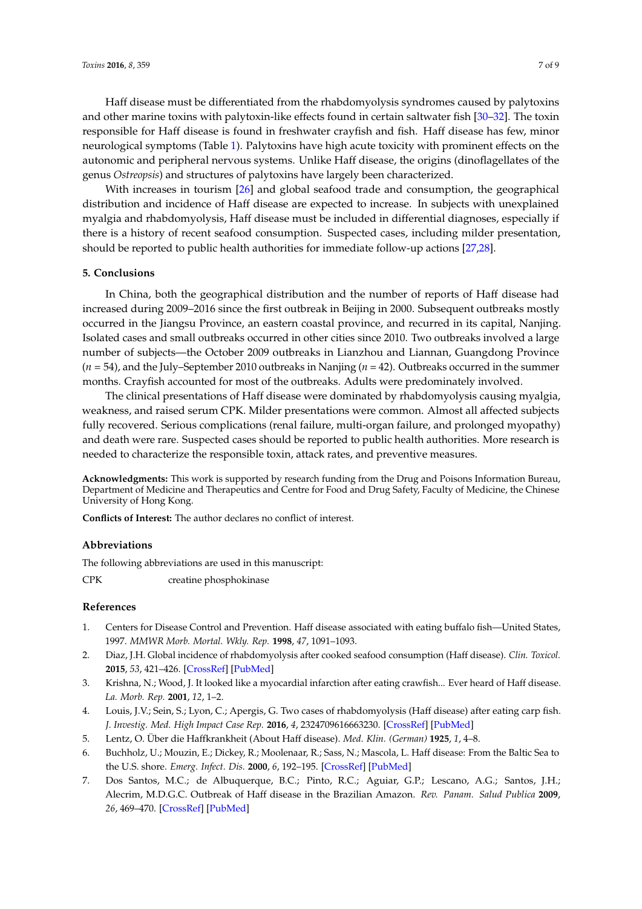Haff disease must be differentiated from the rhabdomyolysis syndromes caused by palytoxins and other marine toxins with palytoxin-like effects found in certain saltwater fish [30–32]. The toxin responsible for Haff disease is found in freshwater crayfish and fish. Haff disease has few, minor neurological symptoms (Table 1). Palytoxins have high acute toxicity with prominent effects on the autonomic and peripheral nervous systems. Unlike Haff disease, the origins (dinoflagellates of the genus *Ostreopsis*) and structures of palytoxins have largely been characterized.

With increases in tourism [26] and global seafood trade and consumption, the geographical distribution and incidence of Haff disease are expected to increase. In subjects with unexplained myalgia and rhabdomyolysis, Haff disease must be included in differential diagnoses, especially if there is a history of recent seafood consumption. Suspected cases, including milder presentation, should be reported to public health authorities for immediate follow-up actions [27,28].

## 5. Conclusions

In China, both the geographical distribution and the number of reports of Haff disease had increased during 2009–2016 since the first outbreak in Beijing in 2000. Subsequent outbreaks mostly occurred in the Jiangsu Province, an eastern coastal province, and recurred in its capital, Nanjing. Isolated cases and small outbreaks occurred in other cities since 2010. Two outbreaks involved a large number of subjects—the October 2009 outbreaks in Lianzhou and Liannan, Guangdong Province ($n = 54$), and the July–September 2010 outbreaks in Nanjing ($n = 42$). Outbreaks occurred in the summer months. Crayfish accounted for most of the outbreaks. Adults were predominately involved.

The clinical presentations of Haff disease were dominated by rhabdomyolysis causing myalgia, weakness, and raised serum CPK. Milder presentations were common. Almost all affected subjects fully recovered. Serious complications (renal failure, multi-organ failure, and prolonged myopathy) and death were rare. Suspected cases should be reported to public health authorities. More research is needed to characterize the responsible toxin, attack rates, and preventive measures.

**Acknowledgments:** This work is supported by research funding from the Drug and Poisons Information Bureau, Department of Medicine and Therapeutics and Centre for Food and Drug Safety, Faculty of Medicine, the Chinese University of Hong Kong.

**Conflicts of Interest:** The author declares no conflict of interest.

## Abbreviations

The following abbreviations are used in this manuscript:

CPK creatine phosphokinase

## References

1. Centers for Disease Control and Prevention. Haff disease associated with eating buffalo fish—United States, 1997. *MMWR Morb. Mortal. Wkly. Rep.* **1998**, *47*, 1091–1093.
2. Diaz, J.H. Global incidence of rhabdomyolysis after cooked seafood consumption (Haff disease). *Clin. Toxicol.* **2015**, *53*, 421–426. [CrossRef] [PubMed]
3. Krishna, N.; Wood, J. It looked like a myocardial infarction after eating crawfish... Ever heard of Haff disease. *La. Morb. Rep.* **2001**, *12*, 1–2.
4. Louis, J.V.; Sein, S.; Lyon, C.; Apergis, G. Two cases of rhabdomyolysis (Haff disease) after eating carp fish. *J. Investig. Med. High Impact Case Rep.* **2016**, *4*, 2324709616663230. [CrossRef] [PubMed]
5. Lentz, O. Über die Haffkrankheit (About Haff disease). *Med. Klin. (German)* **1925**, *1*, 4–8.
6. Buchholz, U.; Mouzin, E.; Dickey, R.; Moolenaar, R.; Sass, N.; Mascola, L. Haff disease: From the Baltic Sea to the U.S. shore. *Emerg. Infect. Dis.* **2000**, *6*, 192–195. [CrossRef] [PubMed]
7. Dos Santos, M.C.; de Albuquerque, B.C.; Pinto, R.C.; Aguiar, G.P.; Lescano, A.G.; Santos, J.H.; Alecrim, M.D.G.C. Outbreak of Haff disease in the Brazilian Amazon. *Rev. Panam. Salud Publica* **2009**, *26*, 469–470. [CrossRef] [PubMed]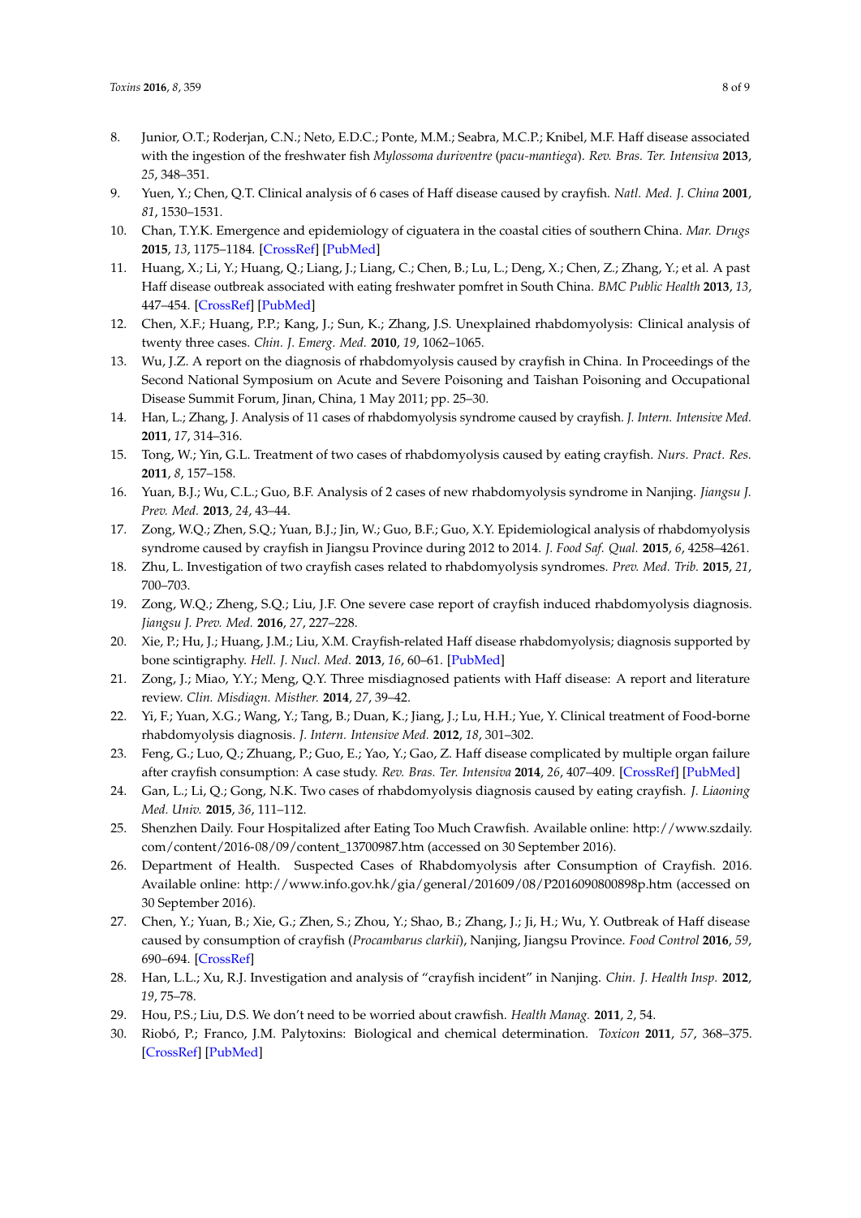8. Junior, O.T.; Roderjan, C.N.; Neto, E.D.C.; Ponte, M.M.; Seabra, M.C.P.; Knibel, M.F. Haff disease associated with the ingestion of the freshwater fish *Mylossoma duriventre* (*pacu-mantiega*). *Rev. Bras. Ter. Intensiva* **2013**, *25*, 348–351.
9. Yuen, Y.; Chen, Q.T. Clinical analysis of 6 cases of Haff disease caused by crayfish. *Natl. Med. J. China* **2001**, *81*, 1530–1531.
10. Chan, T.Y.K. Emergence and epidemiology of ciguatera in the coastal cities of southern China. *Mar. Drugs* **2015**, *13*, 1175–1184. [CrossRef] [PubMed]
11. Huang, X.; Li, Y.; Huang, Q.; Liang, J.; Liang, C.; Chen, B.; Lu, L.; Deng, X.; Chen, Z.; Zhang, Y.; et al. A past Haff disease outbreak associated with eating freshwater pomfret in South China. *BMC Public Health* **2013**, *13*, 447–454. [CrossRef] [PubMed]
12. Chen, X.F.; Huang, P.P.; Kang, J.; Sun, K.; Zhang, J.S. Unexplained rhabdomyolysis: Clinical analysis of twenty three cases. *Chin. J. Emerg. Med.* **2010**, *19*, 1062–1065.
13. Wu, J.Z. A report on the diagnosis of rhabdomyolysis caused by crayfish in China. In Proceedings of the Second National Symposium on Acute and Severe Poisoning and Taishan Poisoning and Occupational Disease Summit Forum, Jinan, China, 1 May 2011; pp. 25–30.
14. Han, L.; Zhang, J. Analysis of 11 cases of rhabdomyolysis syndrome caused by crayfish. *J. Intern. Intensive Med.* **2011**, *17*, 314–316.
15. Tong, W.; Yin, G.L. Treatment of two cases of rhabdomyolysis caused by eating crayfish. *Nurs. Pract. Res.* **2011**, *8*, 157–158.
16. Yuan, B.J.; Wu, C.L.; Guo, B.F. Analysis of 2 cases of new rhabdomyolysis syndrome in Nanjing. *Jiangsu J. Prev. Med.* **2013**, *24*, 43–44.
17. Zong, W.Q.; Zhen, S.Q.; Yuan, B.J.; Jin, W.; Guo, B.F.; Guo, X.Y. Epidemiological analysis of rhabdomyolysis syndrome caused by crayfish in Jiangsu Province during 2012 to 2014. *J. Food Saf. Qual.* **2015**, *6*, 4258–4261.
18. Zhu, L. Investigation of two crayfish cases related to rhabdomyolysis syndromes. *Prev. Med. Trib.* **2015**, *21*, 700–703.
19. Zong, W.Q.; Zheng, S.Q.; Liu, J.F. One severe case report of crayfish induced rhabdomyolysis diagnosis. *Jiangsu J. Prev. Med.* **2016**, *27*, 227–228.
20. Xie, P.; Hu, J.; Huang, J.M.; Liu, X.M. Crayfish-related Haff disease rhabdomyolysis; diagnosis supported by bone scintigraphy. *Hell. J. Nucl. Med.* **2013**, *16*, 60–61. [PubMed]
21. Zong, J.; Miao, Y.Y.; Meng, Q.Y. Three misdiagnosed patients with Haff disease: A report and literature review. *Clin. Misdiagn. Misther.* **2014**, *27*, 39–42.
22. Yi, F.; Yuan, X.G.; Wang, Y.; Tang, B.; Duan, K.; Jiang, J.; Lu, H.H.; Yue, Y. Clinical treatment of Food-borne rhabdomyolysis diagnosis. *J. Intern. Intensive Med.* **2012**, *18*, 301–302.
23. Feng, G.; Luo, Q.; Zhuang, P.; Guo, E.; Yao, Y.; Gao, Z. Haff disease complicated by multiple organ failure after crayfish consumption: A case study. *Rev. Bras. Ter. Intensiva* **2014**, *26*, 407–409. [CrossRef] [PubMed]
24. Gan, L.; Li, Q.; Gong, N.K. Two cases of rhabdomyolysis diagnosis caused by eating crayfish. *J. Liaoning Med. Univ.* **2015**, *36*, 111–112.
25. Shenzhen Daily. Four Hospitalized after Eating Too Much Crawfish. Available online: http://www.szdaily.com/content/2016-08/09/content_13700987.htm (accessed on 30 September 2016).
26. Department of Health. Suspected Cases of Rhabdomyolysis after Consumption of Crayfish. 2016. Available online: http://www.info.gov.hk/gia/general/201609/08/P2016090800898p.htm (accessed on 30 September 2016).
27. Chen, Y.; Yuan, B.; Xie, G.; Zhen, S.; Zhou, Y.; Shao, B.; Zhang, J.; Ji, H.; Wu, Y. Outbreak of Haff disease caused by consumption of crayfish (*Procambarus clarkii*), Nanjing, Jiangsu Province. *Food Control* **2016**, *59*, 690–694. [CrossRef]
28. Han, L.L.; Xu, R.J. Investigation and analysis of "crayfish incident" in Nanjing. *Chin. J. Health Insp.* **2012**, *19*, 75–78.
29. Hou, P.S.; Liu, D.S. We don't need to be worried about crawfish. *Health Manag.* **2011**, *2*, 54.
30. Riobó, P.; Franco, J.M. Palytoxins: Biological and chemical determination. *Toxicon* **2011**, *57*, 368–375. [CrossRef] [PubMed]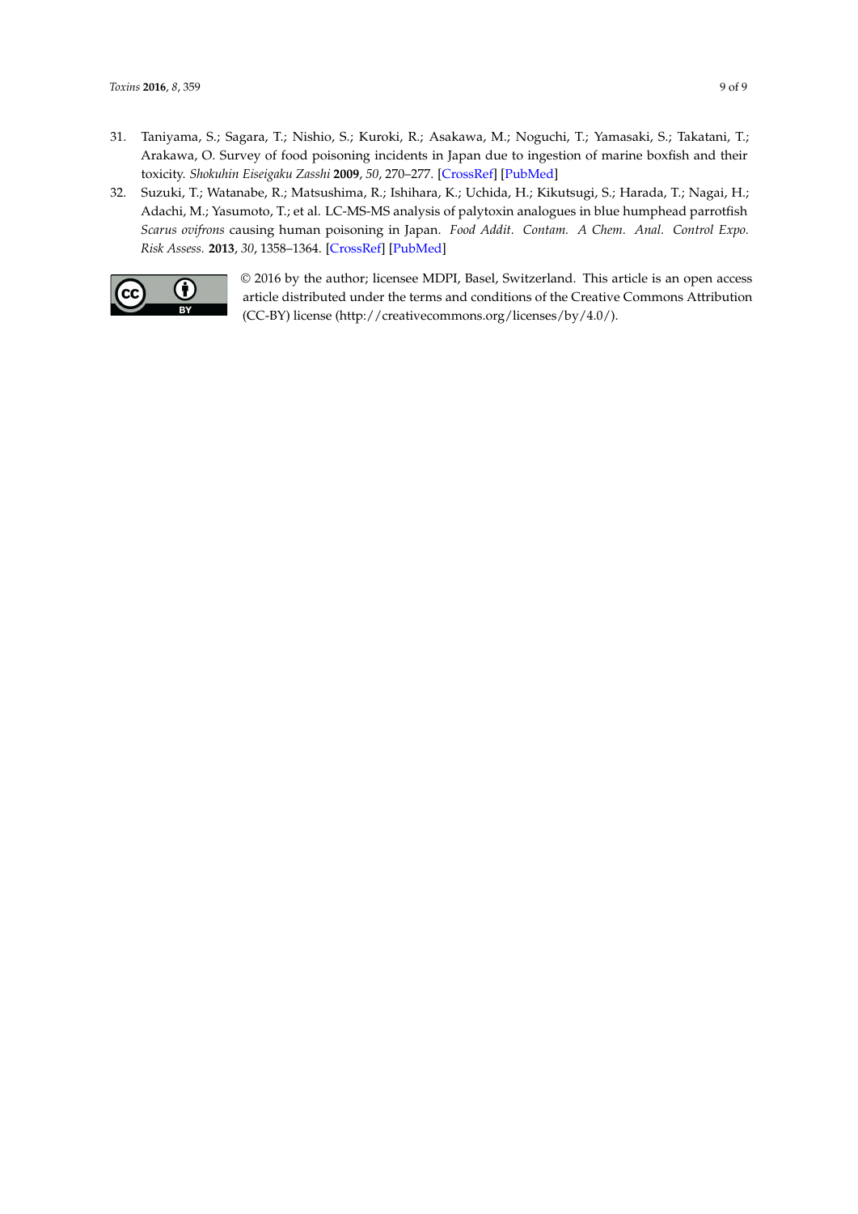31. Taniyama, S.; Sagara, T.; Nishio, S.; Kuroki, R.; Asakawa, M.; Noguchi, T.; Yamasaki, S.; Takatani, T.; Arakawa, O. Survey of food poisoning incidents in Japan due to ingestion of marine boxfish and their toxicity. *Shokuhin Eiseigaku Zasshi* **2009**, *50*, 270–277. [CrossRef] [PubMed]
32. Suzuki, T.; Watanabe, R.; Matsushima, R.; Ishihara, K.; Uchida, H.; Kikutsugi, S.; Harada, T.; Nagai, H.; Adachi, M.; Yasumoto, T.; et al. LC-MS-MS analysis of palytoxin analogues in blue humphead parrotfish *Scarus ovifrons* causing human poisoning in Japan. *Food Addit. Contam. A Chem. Anal. Control Expo. Risk Assess.* **2013**, *30*, 1358–1364. [CrossRef] [PubMed]

© 2016 by the author; licensee MDPI, Basel, Switzerland. This article is an open access article distributed under the terms and conditions of the Creative Commons Attribution (CC-BY) license (http://creativecommons.org/licenses/by/4.0/).